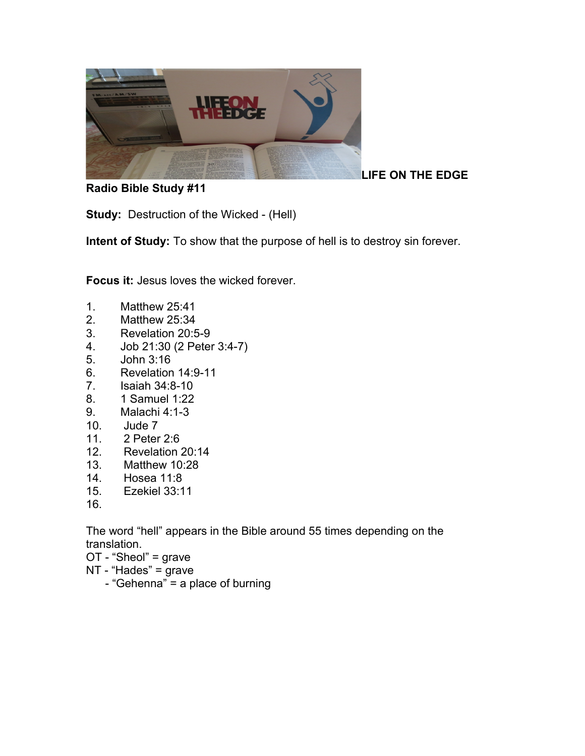**LIFE ON THE EDGE**

**Radio Bible Study #11**

**Study:** Destruction of the Wicked - (Hell)

**Intent of Study:** To show that the purpose of hell is to destroy sin forever.

**Focus it:** Jesus loves the wicked forever.

1. Matthew 25:41
2. Matthew 25:34
3. Revelation 20:5-9
4. Job 21:30 (2 Peter 3:4-7)
5. John 3:16
6. Revelation 14:9-11
7. Isaiah 34:8-10
8. 1 Samuel 1:22
9. Malachi 4:1-3
10. Jude 7
11. 2 Peter 2:6
12. Revelation 20:14
13. Matthew 10:28
14. Hosea 11:8
15. Ezekiel 33:11
16.

The word "hell" appears in the Bible around 55 times depending on the translation.

OT - "Sheol" = grave

NT - "Hades" = grave

- "Gehenna" = a place of burning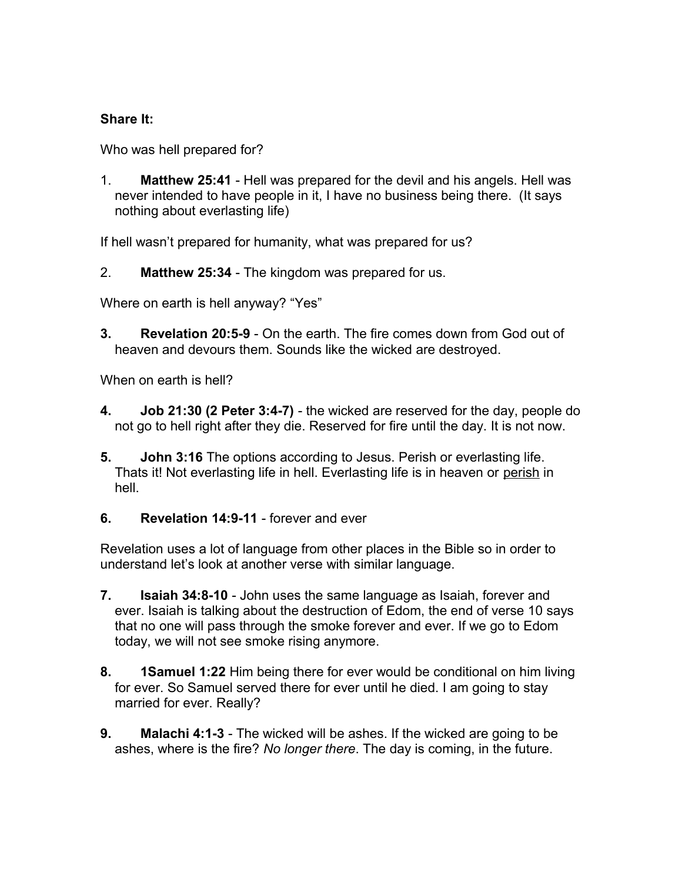**Share It:**

Who was hell prepared for?

1. **Matthew 25:41** - Hell was prepared for the devil and his angels. Hell was never intended to have people in it, I have no business being there. (It says nothing about everlasting life)

If hell wasn't prepared for humanity, what was prepared for us?

2. **Matthew 25:34** - The kingdom was prepared for us.

Where on earth is hell anyway? "Yes"

3. **Revelation 20:5-9** - On the earth. The fire comes down from God out of heaven and devours them. Sounds like the wicked are destroyed.

When on earth is hell?

4. **Job 21:30 (2 Peter 3:4-7)** - the wicked are reserved for the day, people do not go to hell right after they die. Reserved for fire until the day. It is not now.

5. **John 3:16** The options according to Jesus. Perish or everlasting life. Thats it! Not everlasting life in hell. Everlasting life is in heaven or <u>perish</u> in hell.

6. **Revelation 14:9-11** - forever and ever

Revelation uses a lot of language from other places in the Bible so in order to understand let's look at another verse with similar language.

7. **Isaiah 34:8-10** - John uses the same language as Isaiah, forever and ever. Isaiah is talking about the destruction of Edom, the end of verse 10 says that no one will pass through the smoke forever and ever. If we go to Edom today, we will not see smoke rising anymore.

8. **1Samuel 1:22** Him being there for ever would be conditional on him living for ever. So Samuel served there for ever until he died. I am going to stay married for ever. Really?

9. **Malachi 4:1-3** - The wicked will be ashes. If the wicked are going to be ashes, where is the fire? *No longer there*. The day is coming, in the future.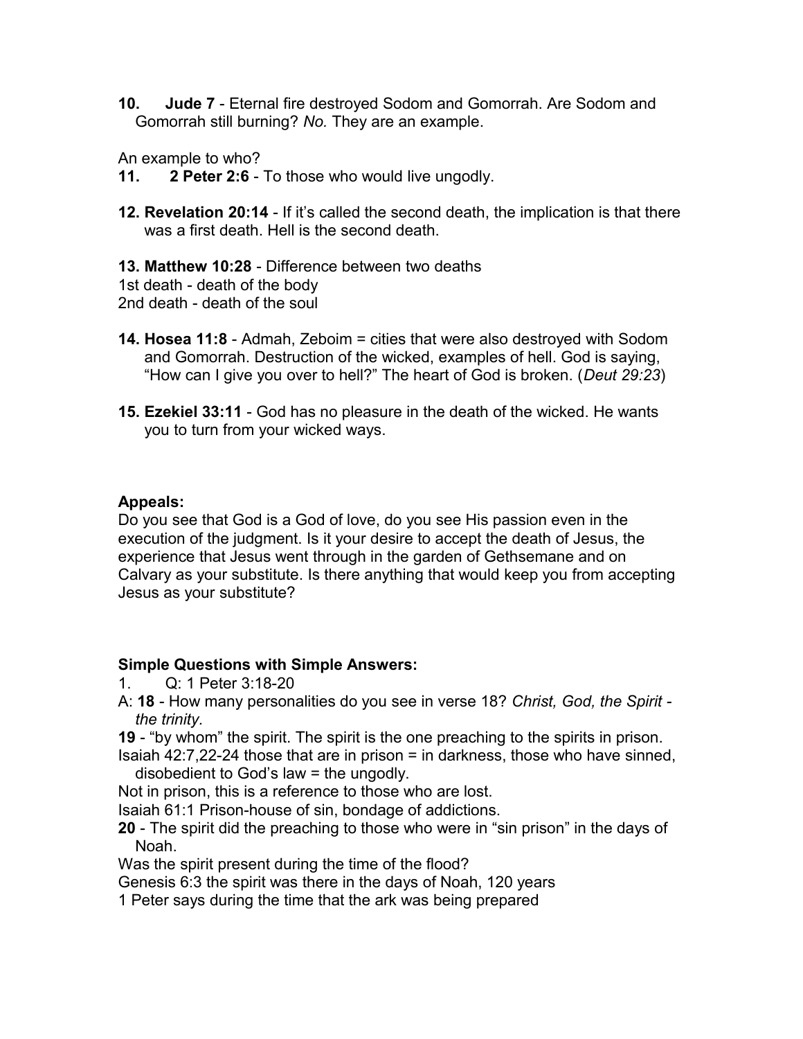10. **Jude 7** - Eternal fire destroyed Sodom and Gomorrah. Are Sodom and Gomorrah still burning? *No.* They are an example.

An example to who?

11. **2 Peter 2:6** - To those who would live ungodly.

12. **Revelation 20:14** - If it's called the second death, the implication is that there was a first death. Hell is the second death.

13. **Matthew 10:28** - Difference between two deaths

1st death - death of the body
2nd death - death of the soul

14. **Hosea 11:8** - Admah, Zeboim = cities that were also destroyed with Sodom and Gomorrah. Destruction of the wicked, examples of hell. God is saying, "How can I give you over to hell?" The heart of God is broken. (*Deut 29:23*)

15. **Ezekiel 33:11** - God has no pleasure in the death of the wicked. He wants you to turn from your wicked ways.

**Appeals:**

Do you see that God is a God of love, do you see His passion even in the execution of the judgment. Is it your desire to accept the death of Jesus, the experience that Jesus went through in the garden of Gethsemane and on Calvary as your substitute. Is there anything that would keep you from accepting Jesus as your substitute?

**Simple Questions with Simple Answers:**

1. Q: 1 Peter 3:18-20

A: **18** - How many personalities do you see in verse 18? *Christ, God, the Spirit - the trinity.*

**19** - "by whom" the spirit. The spirit is the one preaching to the spirits in prison.

Isaiah 42:7,22-24 those that are in prison = in darkness, those who have sinned, disobedient to God's law = the ungodly.

Not in prison, this is a reference to those who are lost.

Isaiah 61:1 Prison-house of sin, bondage of addictions.

**20** - The spirit did the preaching to those who were in "sin prison" in the days of Noah.

Was the spirit present during the time of the flood?

Genesis 6:3 the spirit was there in the days of Noah, 120 years

1 Peter says during the time that the ark was being prepared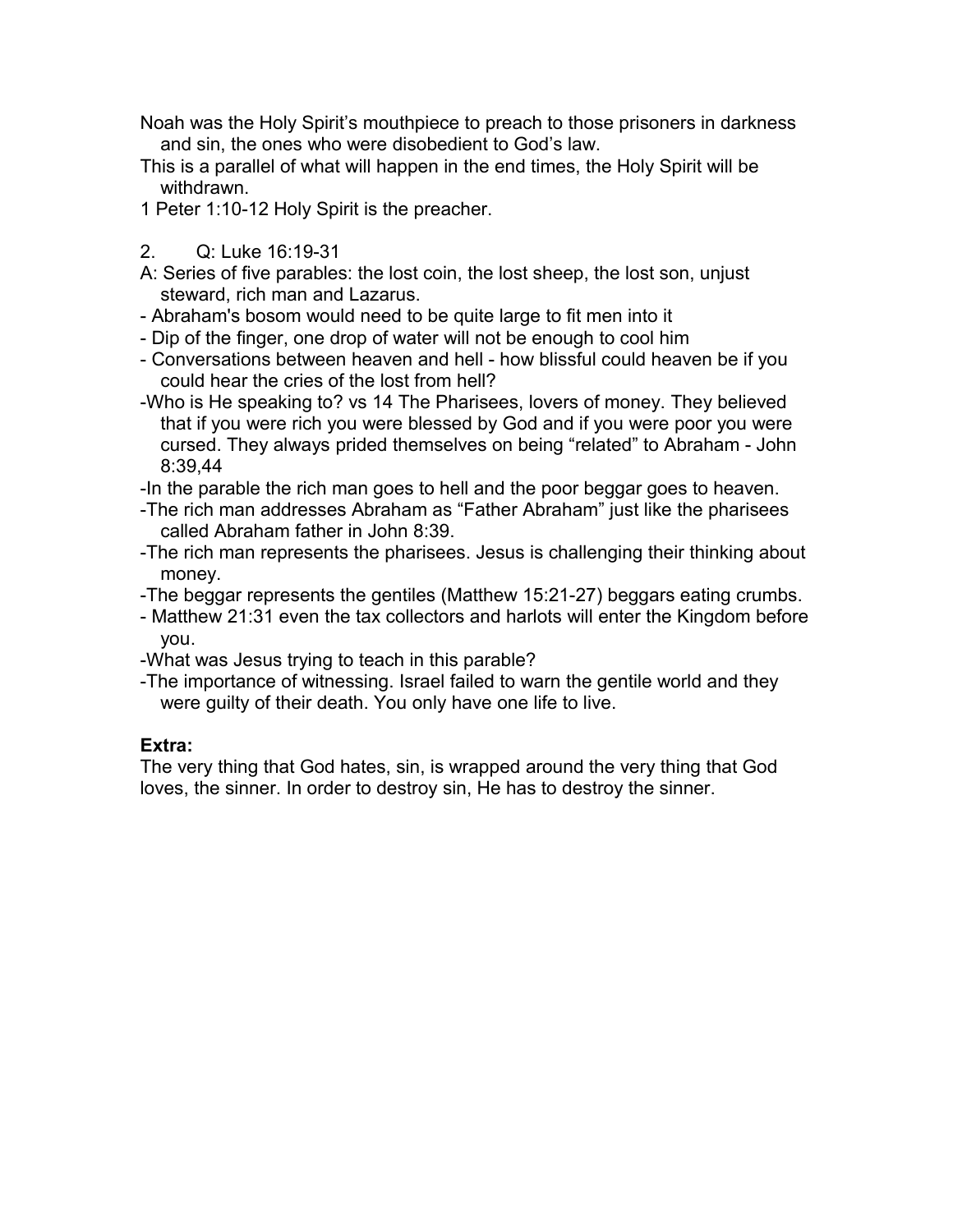Noah was the Holy Spirit's mouthpiece to preach to those prisoners in darkness and sin, the ones who were disobedient to God's law.

This is a parallel of what will happen in the end times, the Holy Spirit will be withdrawn.

1 Peter 1:10-12 Holy Spirit is the preacher.

2. Q: Luke 16:19-31

A: Series of five parables: the lost coin, the lost sheep, the lost son, unjust steward, rich man and Lazarus.

- Abraham's bosom would need to be quite large to fit men into it
- Dip of the finger, one drop of water will not be enough to cool him
- Conversations between heaven and hell - how blissful could heaven be if you could hear the cries of the lost from hell?
- Who is He speaking to? vs 14 The Pharisees, lovers of money. They believed that if you were rich you were blessed by God and if you were poor you were cursed. They always prided themselves on being "related" to Abraham - John 8:39,44
- In the parable the rich man goes to hell and the poor beggar goes to heaven.
- The rich man addresses Abraham as "Father Abraham" just like the pharisees called Abraham father in John 8:39.
- The rich man represents the pharisees. Jesus is challenging their thinking about money.
- The beggar represents the gentiles (Matthew 15:21-27) beggars eating crumbs.
- Matthew 21:31 even the tax collectors and harlots will enter the Kingdom before you.
- What was Jesus trying to teach in this parable?
- The importance of witnessing. Israel failed to warn the gentile world and they were guilty of their death. You only have one life to live.

**Extra:**

The very thing that God hates, sin, is wrapped around the very thing that God loves, the sinner. In order to destroy sin, He has to destroy the sinner.